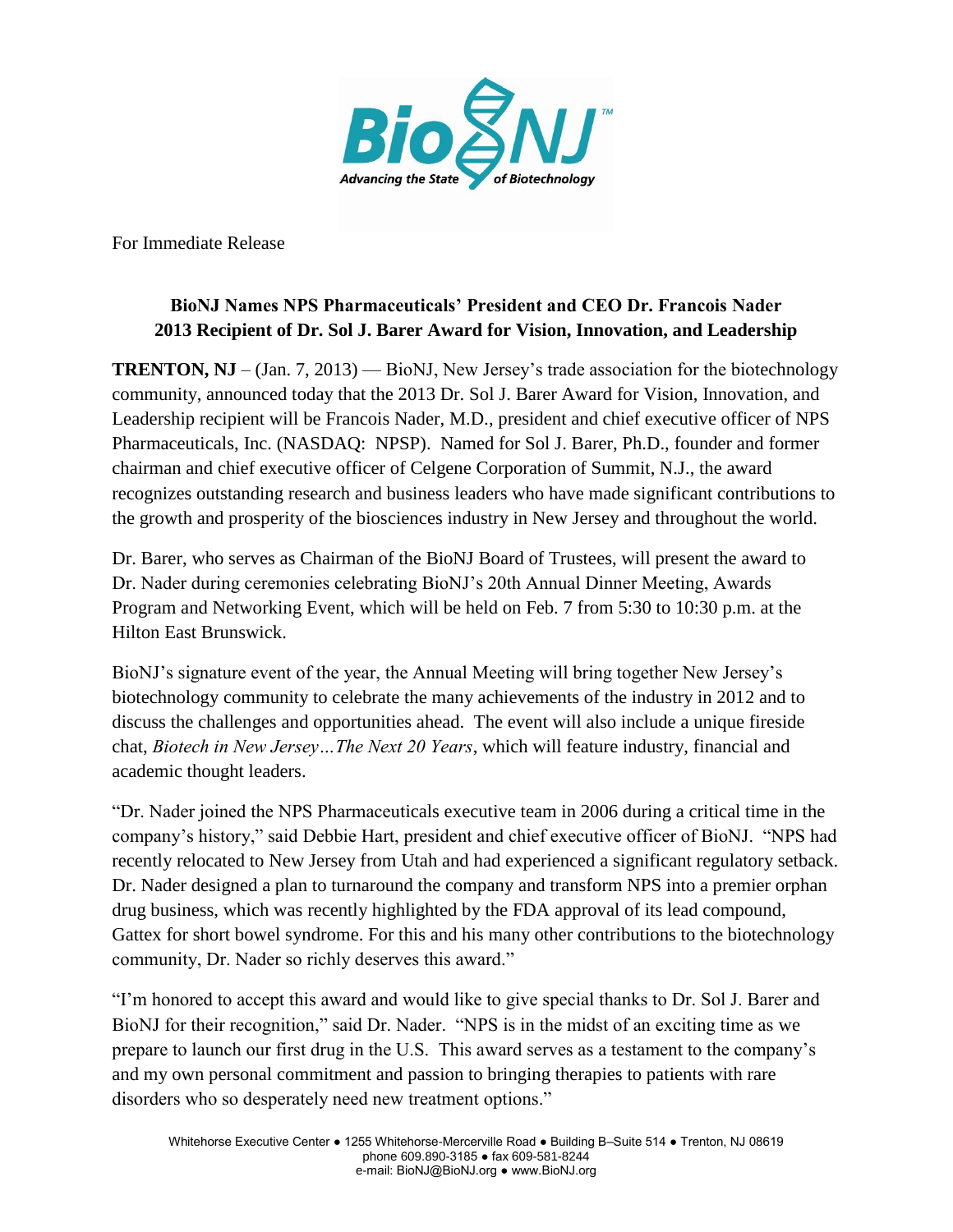For Immediate Release

**BioNJ Names NPS Pharmaceuticals' President and CEO Dr. Francois Nader**
**2013 Recipient of Dr. Sol J. Barer Award for Vision, Innovation, and Leadership**

**TRENTON, NJ** – (Jan. 7, 2013) — BioNJ, New Jersey's trade association for the biotechnology community, announced today that the 2013 Dr. Sol J. Barer Award for Vision, Innovation, and Leadership recipient will be Francois Nader, M.D., president and chief executive officer of NPS Pharmaceuticals, Inc. (NASDAQ: NPSP). Named for Sol J. Barer, Ph.D., founder and former chairman and chief executive officer of Celgene Corporation of Summit, N.J., the award recognizes outstanding research and business leaders who have made significant contributions to the growth and prosperity of the biosciences industry in New Jersey and throughout the world.

Dr. Barer, who serves as Chairman of the BioNJ Board of Trustees, will present the award to Dr. Nader during ceremonies celebrating BioNJ's 20th Annual Dinner Meeting, Awards Program and Networking Event, which will be held on Feb. 7 from 5:30 to 10:30 p.m. at the Hilton East Brunswick.

BioNJ's signature event of the year, the Annual Meeting will bring together New Jersey's biotechnology community to celebrate the many achievements of the industry in 2012 and to discuss the challenges and opportunities ahead. The event will also include a unique fireside chat, *Biotech in New Jersey…The Next 20 Years*, which will feature industry, financial and academic thought leaders.

"Dr. Nader joined the NPS Pharmaceuticals executive team in 2006 during a critical time in the company's history," said Debbie Hart, president and chief executive officer of BioNJ. "NPS had recently relocated to New Jersey from Utah and had experienced a significant regulatory setback. Dr. Nader designed a plan to turnaround the company and transform NPS into a premier orphan drug business, which was recently highlighted by the FDA approval of its lead compound, Gattex for short bowel syndrome. For this and his many other contributions to the biotechnology community, Dr. Nader so richly deserves this award."

"I'm honored to accept this award and would like to give special thanks to Dr. Sol J. Barer and BioNJ for their recognition," said Dr. Nader. "NPS is in the midst of an exciting time as we prepare to launch our first drug in the U.S. This award serves as a testament to the company's and my own personal commitment and passion to bringing therapies to patients with rare disorders who so desperately need new treatment options."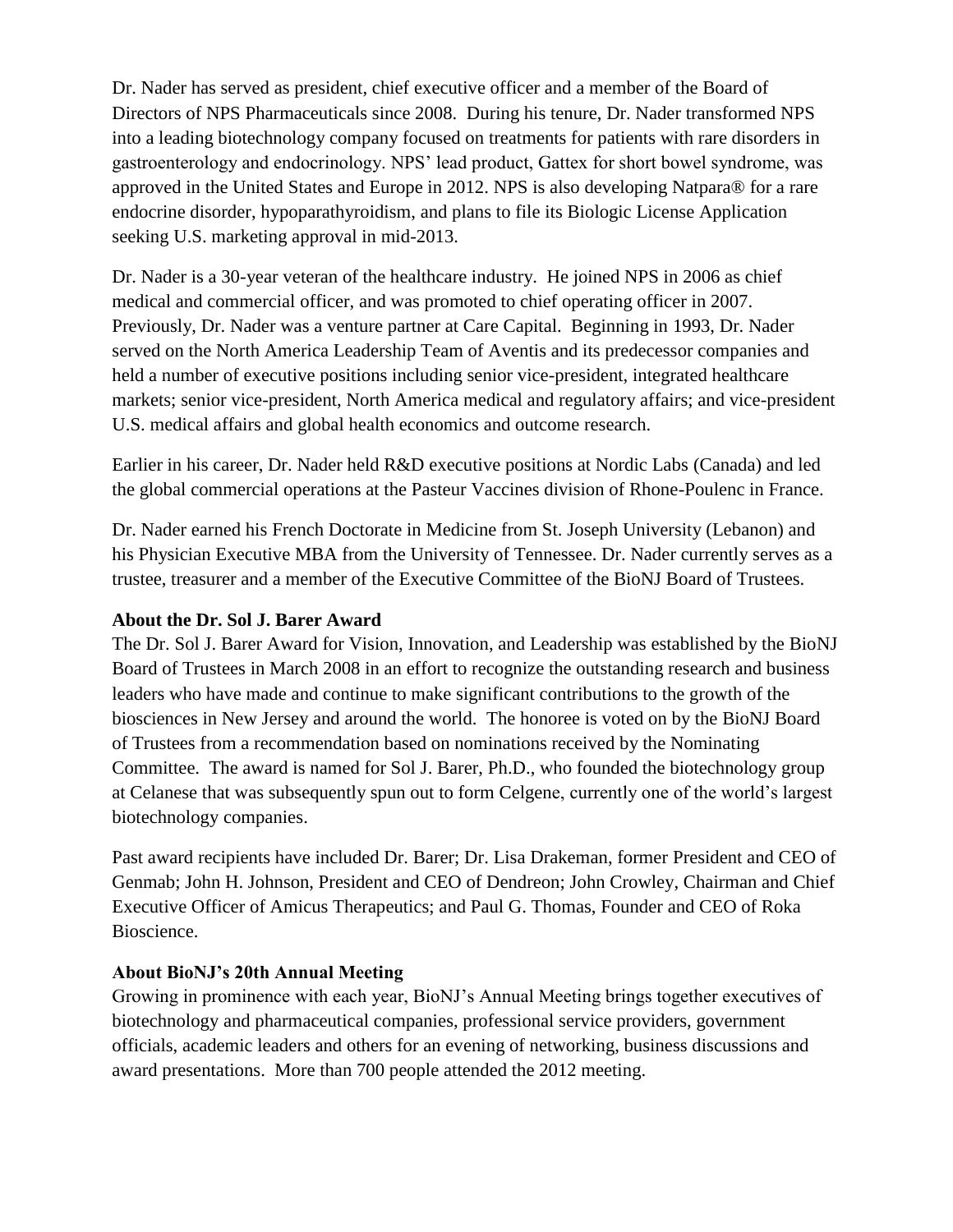Dr. Nader has served as president, chief executive officer and a member of the Board of Directors of NPS Pharmaceuticals since 2008. During his tenure, Dr. Nader transformed NPS into a leading biotechnology company focused on treatments for patients with rare disorders in gastroenterology and endocrinology. NPS' lead product, Gattex for short bowel syndrome, was approved in the United States and Europe in 2012. NPS is also developing Natpara® for a rare endocrine disorder, hypoparathyroidism, and plans to file its Biologic License Application seeking U.S. marketing approval in mid-2013.

Dr. Nader is a 30-year veteran of the healthcare industry. He joined NPS in 2006 as chief medical and commercial officer, and was promoted to chief operating officer in 2007. Previously, Dr. Nader was a venture partner at Care Capital. Beginning in 1993, Dr. Nader served on the North America Leadership Team of Aventis and its predecessor companies and held a number of executive positions including senior vice-president, integrated healthcare markets; senior vice-president, North America medical and regulatory affairs; and vice-president U.S. medical affairs and global health economics and outcome research.

Earlier in his career, Dr. Nader held R&D executive positions at Nordic Labs (Canada) and led the global commercial operations at the Pasteur Vaccines division of Rhone-Poulenc in France.

Dr. Nader earned his French Doctorate in Medicine from St. Joseph University (Lebanon) and his Physician Executive MBA from the University of Tennessee. Dr. Nader currently serves as a trustee, treasurer and a member of the Executive Committee of the BioNJ Board of Trustees.

**About the Dr. Sol J. Barer Award**

The Dr. Sol J. Barer Award for Vision, Innovation, and Leadership was established by the BioNJ Board of Trustees in March 2008 in an effort to recognize the outstanding research and business leaders who have made and continue to make significant contributions to the growth of the biosciences in New Jersey and around the world. The honoree is voted on by the BioNJ Board of Trustees from a recommendation based on nominations received by the Nominating Committee. The award is named for Sol J. Barer, Ph.D., who founded the biotechnology group at Celanese that was subsequently spun out to form Celgene, currently one of the world's largest biotechnology companies.

Past award recipients have included Dr. Barer; Dr. Lisa Drakeman, former President and CEO of Genmab; John H. Johnson, President and CEO of Dendreon; John Crowley, Chairman and Chief Executive Officer of Amicus Therapeutics; and Paul G. Thomas, Founder and CEO of Roka Bioscience.

**About BioNJ's 20th Annual Meeting**

Growing in prominence with each year, BioNJ's Annual Meeting brings together executives of biotechnology and pharmaceutical companies, professional service providers, government officials, academic leaders and others for an evening of networking, business discussions and award presentations. More than 700 people attended the 2012 meeting.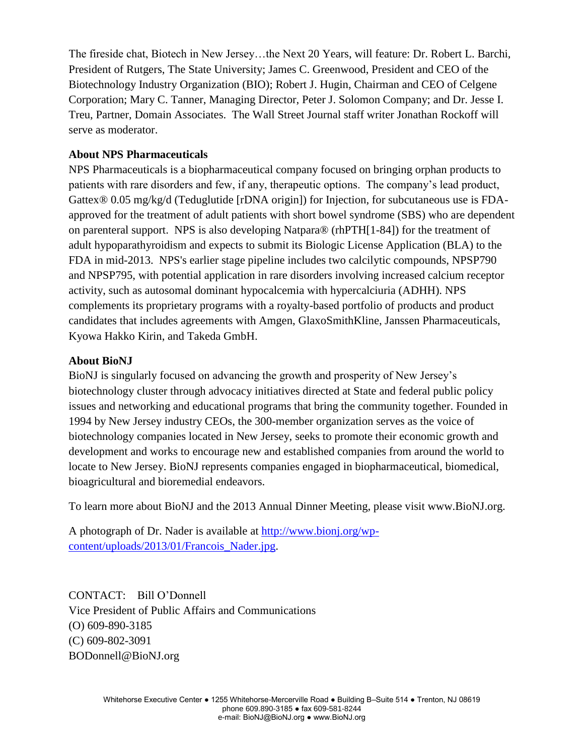The fireside chat, Biotech in New Jersey…the Next 20 Years, will feature: Dr. Robert L. Barchi, President of Rutgers, The State University; James C. Greenwood, President and CEO of the Biotechnology Industry Organization (BIO); Robert J. Hugin, Chairman and CEO of Celgene Corporation; Mary C. Tanner, Managing Director, Peter J. Solomon Company; and Dr. Jesse I. Treu, Partner, Domain Associates. The Wall Street Journal staff writer Jonathan Rockoff will serve as moderator.

**About NPS Pharmaceuticals**

NPS Pharmaceuticals is a biopharmaceutical company focused on bringing orphan products to patients with rare disorders and few, if any, therapeutic options. The company's lead product, Gattex® 0.05 mg/kg/d (Teduglutide [rDNA origin]) for Injection, for subcutaneous use is FDA-approved for the treatment of adult patients with short bowel syndrome (SBS) who are dependent on parenteral support. NPS is also developing Natpara® (rhPTH[1-84]) for the treatment of adult hypoparathyroidism and expects to submit its Biologic License Application (BLA) to the FDA in mid-2013. NPS's earlier stage pipeline includes two calcilytic compounds, NPSP790 and NPSP795, with potential application in rare disorders involving increased calcium receptor activity, such as autosomal dominant hypocalcemia with hypercalciuria (ADHH). NPS complements its proprietary programs with a royalty-based portfolio of products and product candidates that includes agreements with Amgen, GlaxoSmithKline, Janssen Pharmaceuticals, Kyowa Hakko Kirin, and Takeda GmbH.

**About BioNJ**

BioNJ is singularly focused on advancing the growth and prosperity of New Jersey's biotechnology cluster through advocacy initiatives directed at State and federal public policy issues and networking and educational programs that bring the community together. Founded in 1994 by New Jersey industry CEOs, the 300-member organization serves as the voice of biotechnology companies located in New Jersey, seeks to promote their economic growth and development and works to encourage new and established companies from around the world to locate to New Jersey. BioNJ represents companies engaged in biopharmaceutical, biomedical, bioagricultural and bioremedial endeavors.

To learn more about BioNJ and the 2013 Annual Dinner Meeting, please visit www.BioNJ.org.

A photograph of Dr. Nader is available at [http://www.bionj.org/wp-content/uploads/2013/01/Francois_Nader.jpg](http://www.bionj.org/wp-content/uploads/2013/01/Francois_Nader.jpg).

CONTACT: Bill O'Donnell
Vice President of Public Affairs and Communications
(O) 609-890-3185
(C) 609-802-3091
BODonnell@BioNJ.org

Whitehorse Executive Center ● 1255 Whitehorse-Mercerville Road ● Building B–Suite 514 ● Trenton, NJ 08619
phone 609.890-3185 ● fax 609-581-8244
e-mail: BioNJ@BioNJ.org ● www.BioNJ.org